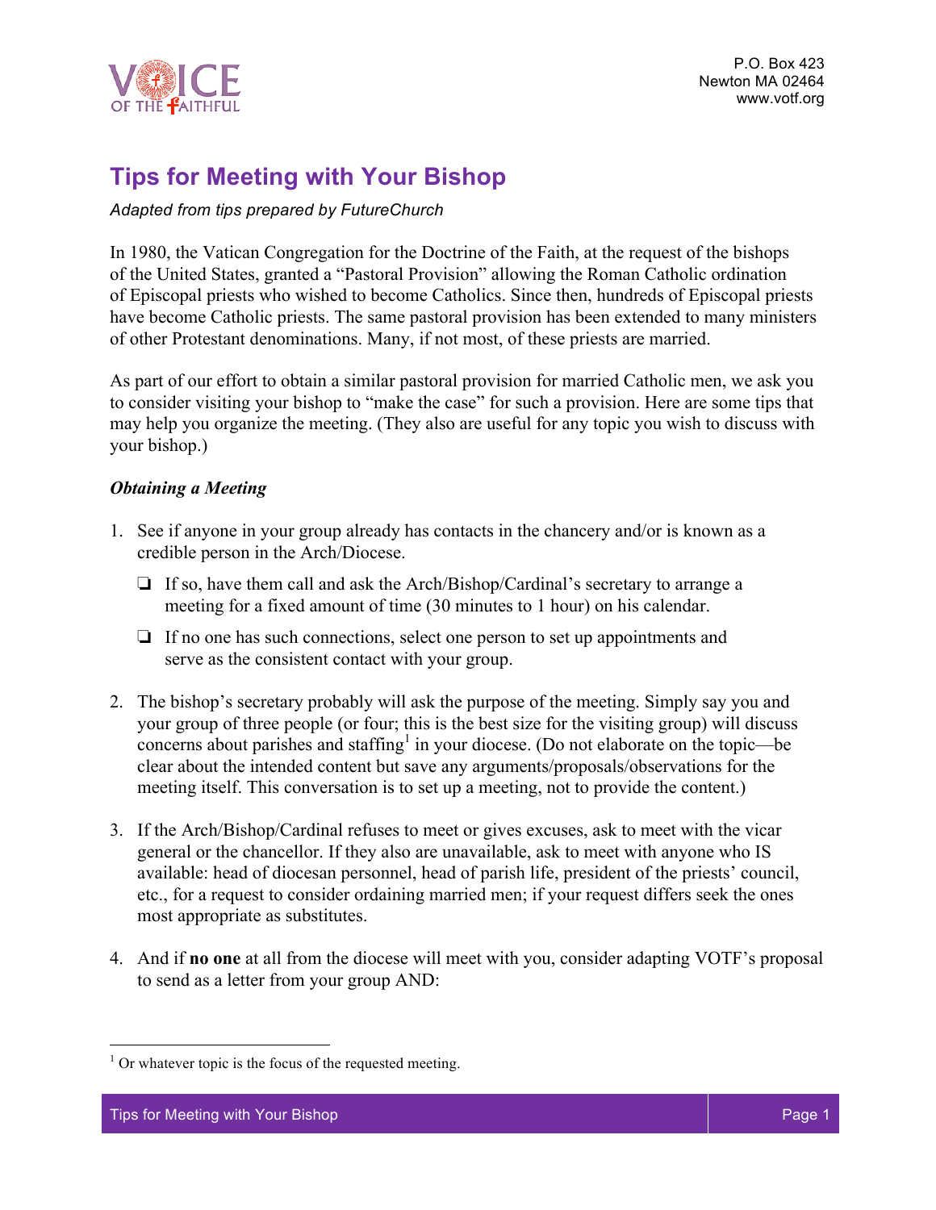VOICE OF THE FAITHFUL

P.O. Box 423
Newton MA 02464
www.votf.org

# Tips for Meeting with Your Bishop

*Adapted from tips prepared by FutureChurch*

In 1980, the Vatican Congregation for the Doctrine of the Faith, at the request of the bishops of the United States, granted a "Pastoral Provision" allowing the Roman Catholic ordination of Episcopal priests who wished to become Catholics. Since then, hundreds of Episcopal priests have become Catholic priests. The same pastoral provision has been extended to many ministers of other Protestant denominations. Many, if not most, of these priests are married.

As part of our effort to obtain a similar pastoral provision for married Catholic men, we ask you to consider visiting your bishop to "make the case" for such a provision. Here are some tips that may help you organize the meeting. (They also are useful for any topic you wish to discuss with your bishop.)

### *Obtaining a Meeting*

1. See if anyone in your group already has contacts in the chancery and/or is known as a credible person in the Arch/Diocese.
   - ❏ If so, have them call and ask the Arch/Bishop/Cardinal's secretary to arrange a meeting for a fixed amount of time (30 minutes to 1 hour) on his calendar.
   - ❏ If no one has such connections, select one person to set up appointments and serve as the consistent contact with your group.
2. The bishop's secretary probably will ask the purpose of the meeting. Simply say you and your group of three people (or four; this is the best size for the visiting group) will discuss concerns about parishes and staffing[1] in your diocese. (Do not elaborate on the topic—be clear about the intended content but save any arguments/proposals/observations for the meeting itself. This conversation is to set up a meeting, not to provide the content.)
3. If the Arch/Bishop/Cardinal refuses to meet or gives excuses, ask to meet with the vicar general or the chancellor. If they also are unavailable, ask to meet with anyone who IS available: head of diocesan personnel, head of parish life, president of the priests' council, etc., for a request to consider ordaining married men; if your request differs seek the ones most appropriate as substitutes.
4. And if **no one** at all from the diocese will meet with you, consider adapting VOTF's proposal to send as a letter from your group AND:

[1] Or whatever topic is the focus of the requested meeting.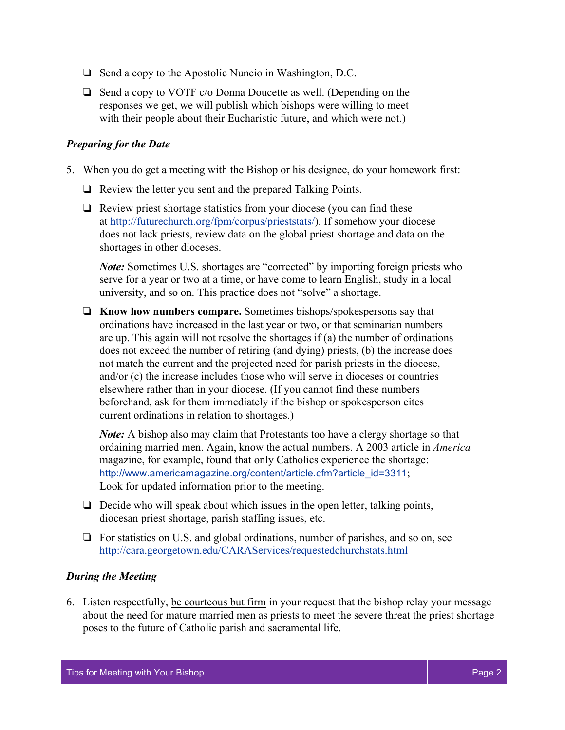- ❏ Send a copy to the Apostolic Nuncio in Washington, D.C.
- ❏ Send a copy to VOTF c/o Donna Doucette as well. (Depending on the responses we get, we will publish which bishops were willing to meet with their people about their Eucharistic future, and which were not.)

***Preparing for the Date***

5. When you do get a meeting with the Bishop or his designee, do your homework first:

   - ❏ Review the letter you sent and the prepared Talking Points.
   - ❏ Review priest shortage statistics from your diocese (you can find these at http://futurechurch.org/fpm/corpus/prieststats/). If somehow your diocese does not lack priests, review data on the global priest shortage and data on the shortages in other dioceses.

     ***Note:*** Sometimes U.S. shortages are "corrected" by importing foreign priests who serve for a year or two at a time, or have come to learn English, study in a local university, and so on. This practice does not "solve" a shortage.

   - ❏ **Know how numbers compare.** Sometimes bishops/spokespersons say that ordinations have increased in the last year or two, or that seminarian numbers are up. This again will not resolve the shortages if (a) the number of ordinations does not exceed the number of retiring (and dying) priests, (b) the increase does not match the current and the projected need for parish priests in the diocese, and/or (c) the increase includes those who will serve in dioceses or countries elsewhere rather than in your diocese. (If you cannot find these numbers beforehand, ask for them immediately if the bishop or spokesperson cites current ordinations in relation to shortages.)

     ***Note:*** A bishop also may claim that Protestants too have a clergy shortage so that ordaining married men. Again, know the actual numbers. A 2003 article in *America* magazine, for example, found that only Catholics experience the shortage: http://www.americamagazine.org/content/article.cfm?article_id=3311; Look for updated information prior to the meeting.

   - ❏ Decide who will speak about which issues in the open letter, talking points, diocesan priest shortage, parish staffing issues, etc.
   - ❏ For statistics on U.S. and global ordinations, number of parishes, and so on, see http://cara.georgetown.edu/CARAServices/requestedchurchstats.html

***During the Meeting***

6. Listen respectfully, <u>be courteous but firm</u> in your request that the bishop relay your message about the need for mature married men as priests to meet the severe threat the priest shortage poses to the future of Catholic parish and sacramental life.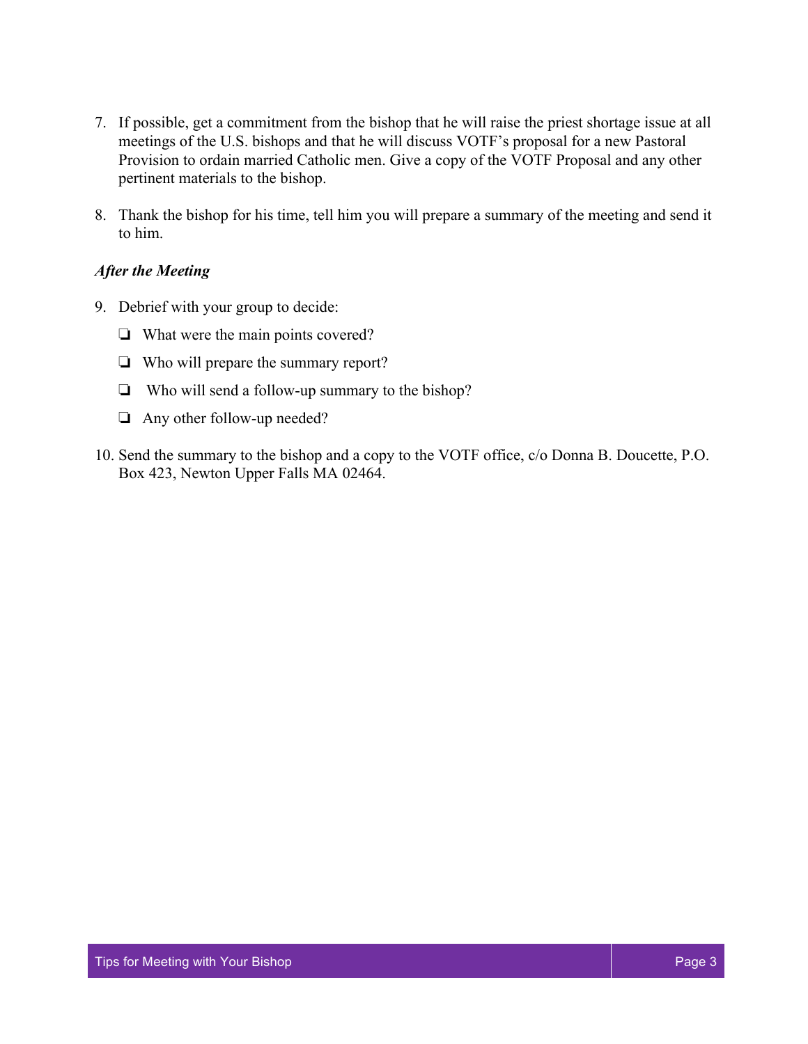7. If possible, get a commitment from the bishop that he will raise the priest shortage issue at all meetings of the U.S. bishops and that he will discuss VOTF's proposal for a new Pastoral Provision to ordain married Catholic men. Give a copy of the VOTF Proposal and any other pertinent materials to the bishop.

8. Thank the bishop for his time, tell him you will prepare a summary of the meeting and send it to him.

***After the Meeting***

9. Debrief with your group to decide:
   - ❏ What were the main points covered?
   - ❏ Who will prepare the summary report?
   - ❏ Who will send a follow-up summary to the bishop?
   - ❏ Any other follow-up needed?

10. Send the summary to the bishop and a copy to the VOTF office, c/o Donna B. Doucette, P.O. Box 423, Newton Upper Falls MA 02464.